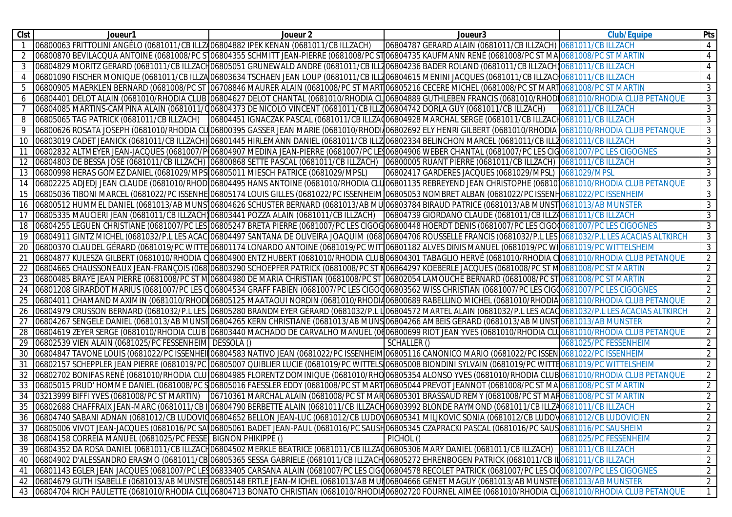| Clst | Joueur1 | Joueur 2 | Joueur3 | Club/Equipe | Pts |
|---|---|---|---|---|---|
| 1 | 06800063 FRITTOLINI ANGELO (0681011/CB ILLZA | 06804882 IPEK KENAN (0681011/CB ILLZACH) | 06804787 GERARD ALAIN (0681011/CB ILLZACH) | 0681011/CB ILLZACH | 4 |
| 2 | 06800870 BEVILACQUA ANTOINE (0681008/PC ST | 06804355 SCHMITT JEAN-PIERRE (0681008/PC ST | 06804735 KAUFMANN RENE (0681008/PC ST MA | 0681008/PC ST MARTIN | 4 |
| 3 | 06804829 MORITZ GERARD (0681011/CB ILLZACH | 06805051 GRUNEWALD ANDRE (0681011/CB ILLZ | 06804236 BADER ROLAND (0681011/CB ILLZACH) | 0681011/CB ILLZACH | 4 |
| 4 | 06801090 FISCHER MONIQUE (0681011/CB ILLZA | 06803634 TSCHAEN JEAN LOUP (0681011/CB ILLZ | 06804615 MENINI JACQUES (0681011/CB ILLZACH | 0681011/CB ILLZACH | 4 |
| 5 | 06800905 MAERKLEN BERNARD (0681008/PC ST | 06708846 MAURER ALAIN (0681008/PC ST MART | 06805216 CECERE MICHEL (0681008/PC ST MART | 0681008/PC ST MARTIN | 3 |
| 6 | 06804401 DELOT ALAIN (0681010/RHODIA CLUB | 06804627 DELOT CHANTAL (0681010/RHODIA CL | 06804889 GUTHLEBEN FRANCIS (0681010/RHODI | 0681010/RHODIA CLUB PETANQUE | 3 |
| 7 | 06804085 MARTINS-CAMPINA ALAIN (0681011/C | 06804373 DE NICOLO VINCENT (0681011/CB ILLZ | 06804742 DORLA GUY (0681011/CB ILLZACH) | 0681011/CB ILLZACH | 3 |
| 8 | 06805065 TAG PATRICK (0681011/CB ILLZACH) | 06804451 IGNACZAK PASCAL (0681011/CB ILLZA | 06804928 MARCHAL SERGE (0681011/CB ILLZACH | 0681011/CB ILLZACH | 3 |
| 9 | 06800626 ROSATA JOSEPH (0681010/RHODIA CL | 06800395 GASSER JEAN MARIE (0681010/RHODI | 06802692 ELY HENRI GILBERT (0681010/RHODIA | 0681010/RHODIA CLUB PETANQUE | 3 |
| 10 | 06803019 CADET JEANICK (0681011/CB ILLZACH) | 06801445 HIRLEMANN DANIEL (0681011/CB ILLZ | 06802334 BELINCHON MARCEL (0681011/CB ILLZ | 0681011/CB ILLZACH | 3 |
| 11 | 06802832 ALTMEYER JEAN-JACQUES (0681007/P | 06804907 MEDINA JEAN-PIERRE (0681007/PC LES | 06804906 WEBER CHANTAL (0681007/PC LES CIG | 0681007/PC LES CIGOGNES | 3 |
| 12 | 06804803 DE BESSA JOSE (0681011/CB ILLZACH) | 06800868 SETTE PASCAL (0681011/CB ILLZACH) | 06800005 RUANT PIERRE (0681011/CB ILLZACH) | 0681011/CB ILLZACH | 3 |
| 13 | 06800998 HERAS GOMEZ DANIEL (0681029/MPS | 06805011 MIESCH PATRICE (0681029/MPSL) | 06802417 GARDERES JACQUES (0681029/MPSL) | 0681029/MPSL | 3 |
| 14 | 06802225 ADJEDJ JEAN CLAUDE (0681010/RHOD | 06804495 HANS ANTOINE (0681010/RHODIA CLU | 06801135 REBREYEND JEAN CHRISTOPHE (06810 | 0681010/RHODIA CLUB PETANQUE | 3 |
| 15 | 06805036 TIBONI MARCEL (0681022/PC ISSENHE | 06805174 LOUIS GILLES (0681022/PC ISSENHEIM | 06805053 NOMBRET ALBAN (0681022/PC ISSENH | 0681022/PC ISSENHEIM | 3 |
| 16 | 06800512 HUMMEL DANIEL (0681013/AB MUNS | 06804626 SCHUSTER BERNARD (0681013/AB MU | 06803784 BIRAUD PATRICE (0681013/AB MUNST | 0681013/AB MUNSTER | 3 |
| 17 | 06805335 MAUCIERI JEAN (0681011/CB ILLZACH) | 06803441 POZZA ALAIN (0681011/CB ILLZACH) | 06804739 GIORDANO CLAUDE (0681011/CB ILLZ | 0681011/CB ILLZACH | 3 |
| 18 | 06804255 LEGUEN CHRISTIANE (0681007/PC LES | 06805247 BRETA PIERRE (0681007/PC LES CIGOG | 06800448 HOERDT DENIS (0681007/PC LES CIGO | 0681007/PC LES CIGOGNES | 3 |
| 19 | 06804911 GINTZ MICHEL (0681032/P.L LES ACAC | 06804497 SANTANA DE OLIVEIRA JOAQUIM (068 | 06804706 ROUSSELLE FRANCIS (0681032/P.L LES | 0681032/P.L LES ACACIAS ALTKIRCH | 3 |
| 20 | 06800370 CLAUDEL GÉRARD (0681019/PC WITTE | 06801174 LONARDO ANTOINE (0681019/PC WIT | 06801182 ALVES DINIS MANUEL (0681019/PC WI | 0681019/PC WITTELSHEIM | 3 |
| 21 | 06804877 KULESZA GILBERT (0681010/RHODIA C | 06804900 ENTZ HUBERT (0681010/RHODIA CLUB | 06804301 TABAGLIO HERVÉ (0681010/RHODIA C | 0681010/RHODIA CLUB PETANQUE | 2 |
| 22 | 06804665 CHAUSSONEAUX JEAN-FRANÇOIS (068 | 06803290 SCHOEPFER PATRICK (0681008/PC ST M | 06864297 KOEBERLE JACQUES (0681008/PC ST M | 0681008/PC ST MARTIN | 2 |
| 23 | 06800485 BRAYE JEAN PIERRE (0681008/PC ST M | 06804980 DE MARIA CHRISTIAN (0681008/PC ST | 06802054 LAMOUCHE BERNARD (0681008/PC ST | 0681008/PC ST MARTIN | 2 |
| 24 | 06801208 GIRARDOT MARIUS (0681007/PC LES C | 06804534 GRAFF FABIEN (0681007/PC LES CIGOG | 06803562 WISS CHRISTIAN (0681007/PC LES CIG | 0681007/PC LES CIGOGNES | 2 |
| 25 | 06804011 CHAMAND MAXIMIN (0681010/RHOD | 06805125 MAATAOUI NORDIN (0681010/RHODIA | 06800689 RABELLINO MICHEL (0681010/RHODIA | 0681010/RHODIA CLUB PETANQUE | 2 |
| 26 | 06804979 CRUSSON BERNARD (0681032/P.L LES | 06805280 BRANDMEYER GÉRARD (0681032/P.L L | 06804572 MARTEL ALAIN (0681032/P.L LES ACAC | 0681032/P.L LES ACACIAS ALTKIRCH | 2 |
| 27 | 06804267 SENGELE DANIEL (0681013/AB MUNST | 06804265 KERN CHRISTIANE (0681013/AB MUNS | 06804266 AMBEIS GÉRARD (0681013/AB MUNST | 0681013/AB MUNSTER | 2 |
| 28 | 06804619 ZEYER SERGE (0681010/RHODIA CLUB | 06803440 MACHADO DE CARVALHO MANUEL (06 | 06800699 RIOT JEAN YVES (0681010/RHODIA CLU | 0681010/RHODIA CLUB PETANQUE | 2 |
| 29 | 06802539 VIEN ALAIN (0681025/PC FESSENHEIM | DESSOLA () | SCHALLER () | 0681025/PC FESSENHEIM | 2 |
| 30 | 06804847 TAVONE LOUIS (0681022/PC ISSENHEI | 06804583 NATIVO JEAN (0681022/PC ISSENHEIM | 06805116 CANONICO MARIO (0681022/PC ISSEN | 0681022/PC ISSENHEIM | 2 |
| 31 | 06802157 SCHEPPLER JEAN PIERRE (0681019/PC | 06805007 QUIBLIER LUCIE (0681019/PC WITTELS | 06805008 BIONDINI SYLVAIN (0681019/PC WITTE | 0681019/PC WITTELSHEIM | 2 |
| 32 | 06802702 BONIFAS RENÉ (0681010/RHODIA CLU | 06804985 FLORENTZ DOMINIQUE (0681010/RHO | 06805354 ALONSO YVES (0681010/RHODIA CLUB | 0681010/RHODIA CLUB PETANQUE | 2 |
| 33 | 06805015 PRUD' HOMME DANIEL (0681008/PC S | 06805016 FAESSLER EDDY (0681008/PC ST MART | 06805044 PREVOT JEANNOT (0681008/PC ST MA | 0681008/PC ST MARTIN | 2 |
| 34 | 03213999 BIFFI YVES (0681008/PC ST MARTIN) | 06710361 MARCHAL ALAIN (0681008/PC ST MAR | 06805301 BRASSAUD RÉMY (0681008/PC ST MAR | 0681008/PC ST MARTIN | 2 |
| 35 | 06802688 CHAFFRAIX JEAN-MARC (0681011/CB I | 06804790 BERBETTE ALAIN (0681011/CB ILLZACH | 06803992 BLONDE RAYMOND (0681011/CB ILLZA | 0681011/CB ILLZACH | 2 |
| 36 | 06804740 SABANI ADNAN (0681012/CB LUDOVIC | 06804652 BELLON JEAN-LUC (0681012/CB LUDO | 06805341 MILJKOVIC SONIA (0681012/CB LUDOV | 0681012/CB LUDOVICIEN | 2 |
| 37 | 06805006 VIVOT JEAN-JACQUES (0681016/PC SA | 06805061 BADET JEAN-PAUL (0681016/PC SAUSH | 06805345 CZAPRACKI PASCAL (0681016/PC SAUS | 0681016/PC SAUSHEIM | 2 |
| 38 | 06804158 CORREIA MANUEL (0681025/PC FESSE | BIGNON PHIKIPPE () | PICHOL () | 0681025/PC FESSENHEIM | 2 |
| 39 | 06804352 DA ROSA DANIEL (0681011/CB ILLZACH | 06804502 MERKLE BEATRICE (0681011/CB ILLZA | 06805306 MARY DANIEL (0681011/CB ILLZACH) | 0681011/CB ILLZACH | 2 |
| 40 | 06804902 D'ALESSANDRO ERASMO (0681011/CB | 06805365 SESSA GABRIELE (0681011/CB ILLZACH | 06805272 EHRENBOGEN PATRICK (0681011/CB IL | 0681011/CB ILLZACH | 2 |
| 41 | 06801143 EGLER JEAN JACQUES (0681007/PC LES | 06833405 CARSANA ALAIN (0681007/PC LES CIG | 06804578 RECOLET PATRICK (0681007/PC LES CI | 0681007/PC LES CIGOGNES | 2 |
| 42 | 06804679 GUTH ISABELLE (0681013/AB MUNSTE | 06805148 ERTLE JEAN-MICHEL (0681013/AB MU | 06804666 GENET MAGUY (0681013/AB MUNSTE | 0681013/AB MUNSTER | 2 |
| 43 | 06804704 RICH PAULETTE (0681010/RHODIA CLU | 06804713 BONATO CHRISTIAN (0681010/RHODIA | 06802720 FOURNEL AIMÉE (0681010/RHODIA CL | 0681010/RHODIA CLUB PETANQUE | 1 |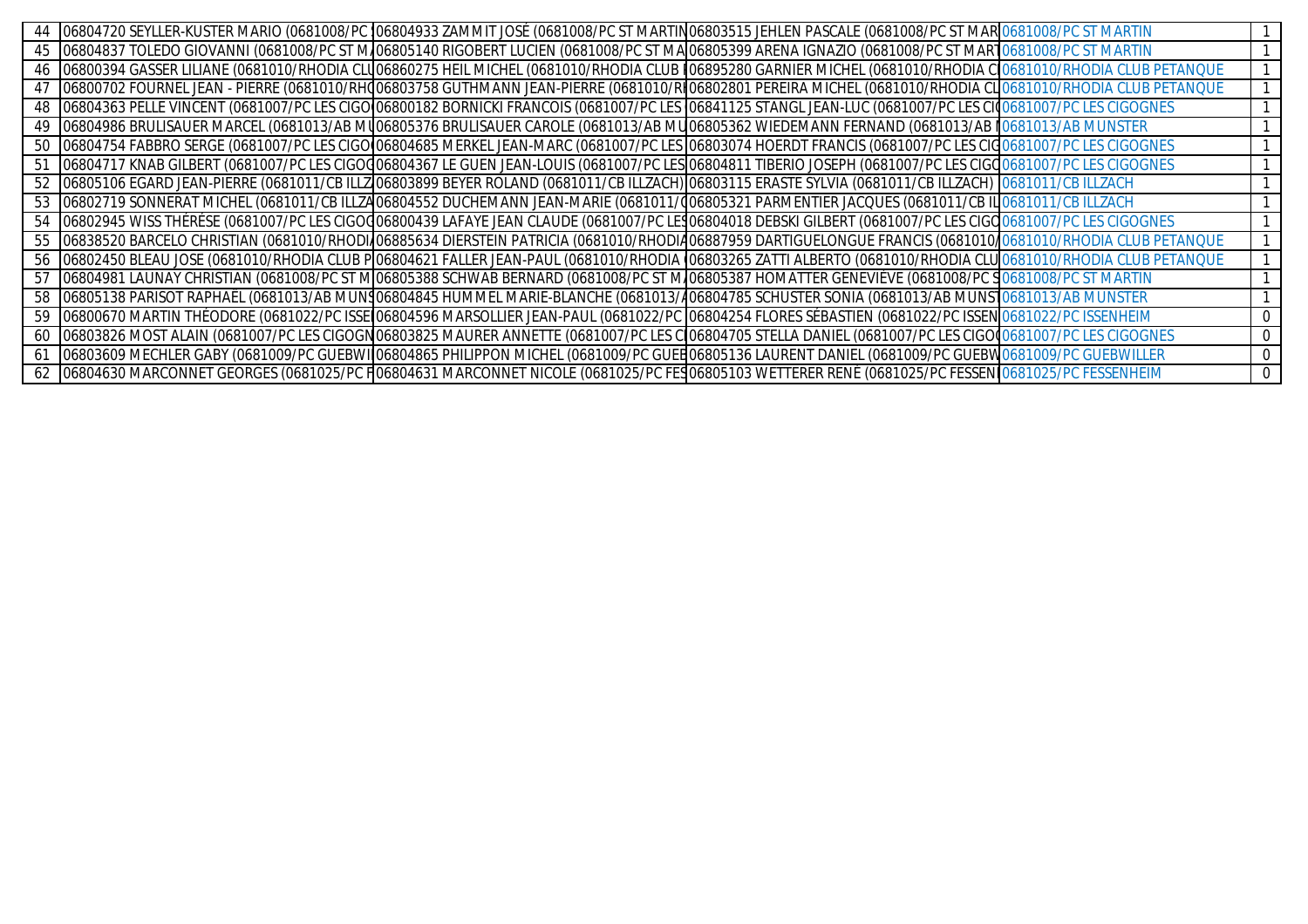| | | | | | |
|---|---|---|---|---|---|
| 44 | 06804720 SEYLLER-KUSTER MARIO (0681008/PC S | 06804933 ZAMMIT JOSÉ (0681008/PC ST MARTIN | 06803515 JEHLEN PASCALE (0681008/PC ST MAR | 0681008/PC ST MARTIN | 1 |
| 45 | 06804837 TOLEDO GIOVANNI (0681008/PC ST MA | 06805140 RIGOBERT LUCIEN (0681008/PC ST MA | 06805399 ARENA IGNAZIO (0681008/PC ST MART | 0681008/PC ST MARTIN | 1 |
| 46 | 06800394 GASSER LILIANE (0681010/RHODIA CLU | 06860275 HEIL MICHEL (0681010/RHODIA CLUB | 06895280 GARNIER MICHEL (0681010/RHODIA C | 0681010/RHODIA CLUB PETANQUE | 1 |
| 47 | 06800702 FOURNEL JEAN - PIERRE (0681010/RHO | 06803758 GUTHMANN JEAN-PIERRE (0681010/RH | 06802801 PEREIRA MICHEL (0681010/RHODIA CL | 0681010/RHODIA CLUB PETANQUE | 1 |
| 48 | 06804363 PELLE VINCENT (0681007/PC LES CIGO | 06800182 BORNICKI FRANCOIS (0681007/PC LES | 06841125 STANGL JEAN-LUC (0681007/PC LES CI | 0681007/PC LES CIGOGNES | 1 |
| 49 | 06804986 BRULISAUER MARCEL (0681013/AB MU | 06805376 BRULISAUER CAROLE (0681013/AB MU | 06805362 WIEDEMANN FERNAND (0681013/AB M | 0681013/AB MUNSTER | 1 |
| 50 | 06804754 FABBRO SERGE (0681007/PC LES CIGO | 06804685 MERKEL JEAN-MARC (0681007/PC LES | 06803074 HOERDT FRANCIS (0681007/PC LES CIG | 0681007/PC LES CIGOGNES | 1 |
| 51 | 06804717 KNAB GILBERT (0681007/PC LES CIGOG | 06804367 LE GUEN JEAN-LOUIS (0681007/PC LES | 06804811 TIBERIO JOSEPH (0681007/PC LES CIGO | 0681007/PC LES CIGOGNES | 1 |
| 52 | 06805106 EGARD JEAN-PIERRE (0681011/CB ILLZ | 06803899 BEYER ROLAND (0681011/CB ILLZACH) | 06803115 ERASTE SYLVIA (0681011/CB ILLZACH) | 0681011/CB ILLZACH | 1 |
| 53 | 06802719 SONNERAT MICHEL (0681011/CB ILLZA | 06804552 DUCHEMANN JEAN-MARIE (0681011/C | 06805321 PARMENTIER JACQUES (0681011/CB IL | 0681011/CB ILLZACH | 1 |
| 54 | 06802945 WISS THÉRÈSE (0681007/PC LES CIGOG | 06800439 LAFAYE JEAN CLAUDE (0681007/PC LES | 06804018 DEBSKI GILBERT (0681007/PC LES CIGO | 0681007/PC LES CIGOGNES | 1 |
| 55 | 06838520 BARCELO CHRISTIAN (0681010/RHODIA | 06885634 DIERSTEIN PATRICIA (0681010/RHODIA | 06887959 DARTIGUELONGUE FRANCIS (0681010/ | 0681010/RHODIA CLUB PETANQUE | 1 |
| 56 | 06802450 BLEAU JOSE (0681010/RHODIA CLUB P | 06804621 FALLER JEAN-PAUL (0681010/RHODIA | 06803265 ZATTI ALBERTO (0681010/RHODIA CLU | 0681010/RHODIA CLUB PETANQUE | 1 |
| 57 | 06804981 LAUNAY CHRISTIAN (0681008/PC ST M | 06805388 SCHWAB BERNARD (0681008/PC ST M | 06805387 HOMATTER GENEVIÈVE (0681008/PC S | 0681008/PC ST MARTIN | 1 |
| 58 | 06805138 PARISOT RAPHAEL (0681013/AB MUNS | 06804845 HUMMEL MARIE-BLANCHE (0681013/A | 06804785 SCHUSTER SONIA (0681013/AB MUNST | 0681013/AB MUNSTER | 1 |
| 59 | 06800670 MARTIN THÉODORE (0681022/PC ISSE | 06804596 MARSOLLIER JEAN-PAUL (0681022/PC | 06804254 FLORES SÉBASTIEN (0681022/PC ISSEN | 0681022/PC ISSENHEIM | 0 |
| 60 | 06803826 MOST ALAIN (0681007/PC LES CIGOGN | 06803825 MAURER ANNETTE (0681007/PC LES C | 06804705 STELLA DANIEL (0681007/PC LES CIGO | 0681007/PC LES CIGOGNES | 0 |
| 61 | 06803609 MECHLER GABY (0681009/PC GUEBWI | 06804865 PHILIPPON MICHEL (0681009/PC GUEB | 06805136 LAURENT DANIEL (0681009/PC GUEBW | 0681009/PC GUEBWILLER | 0 |
| 62 | 06804630 MARCONNET GEORGES (0681025/PC F | 06804631 MARCONNET NICOLE (0681025/PC FES | 06805103 WETTERER RENÉ (0681025/PC FESSENH | 0681025/PC FESSENHEIM | 0 |